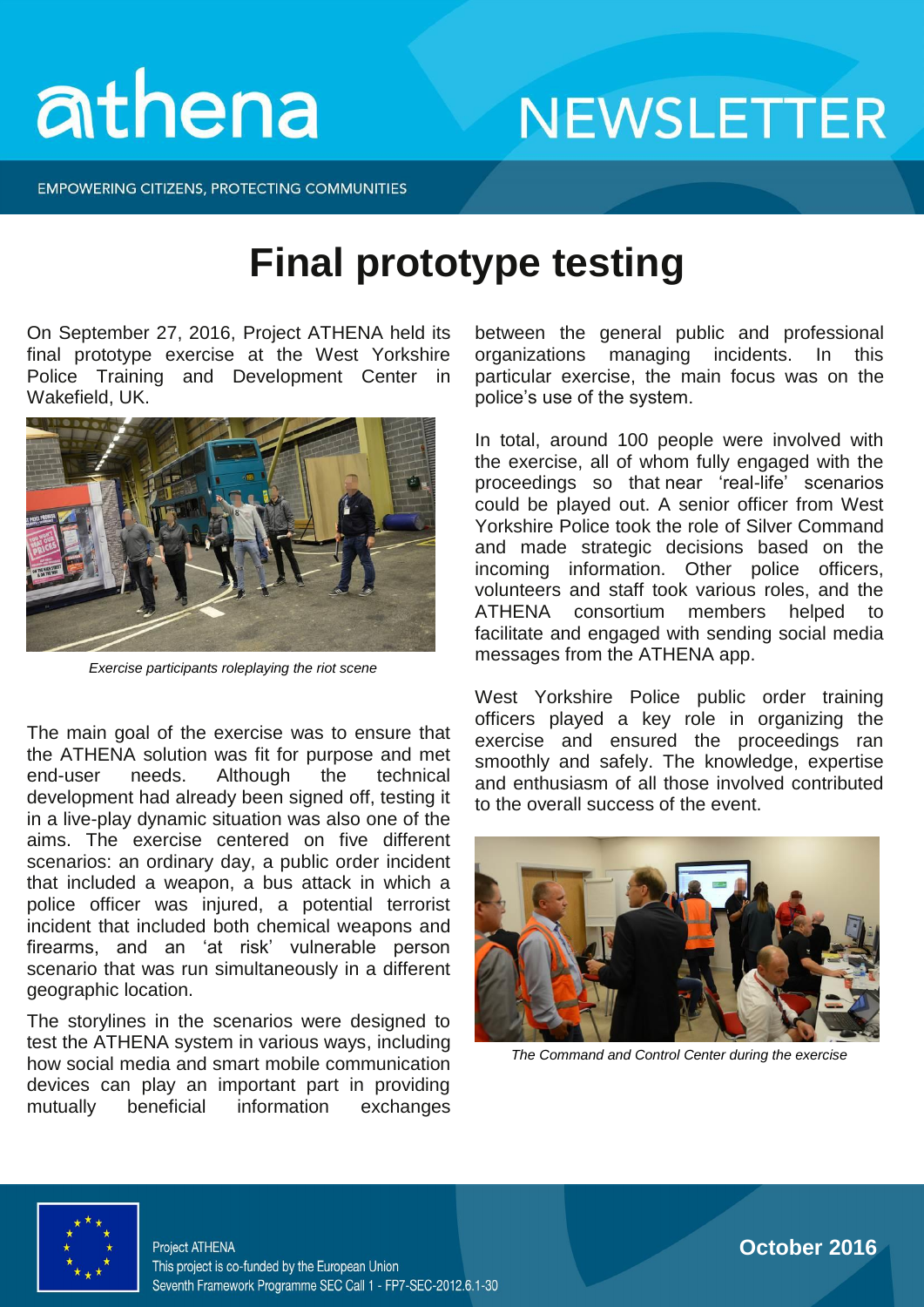# athena NEWSLETTER

EMPOWERING CITIZENS, PROTECTING COMMUNITIES

## Final prototype testing

On September 27, 2016, Project ATHENA held its final prototype exercise at the West Yorkshire Police Training and Development Center in Wakefield, UK.

*Exercise participants roleplaying the riot scene*

The main goal of the exercise was to ensure that the ATHENA solution was fit for purpose and met end-user needs. Although the technical development had already been signed off, testing it in a live-play dynamic situation was also one of the aims. The exercise centered on five different scenarios: an ordinary day, a public order incident that included a weapon, a bus attack in which a police officer was injured, a potential terrorist incident that included both chemical weapons and firearms, and an 'at risk' vulnerable person scenario that was run simultaneously in a different geographic location.

The storylines in the scenarios were designed to test the ATHENA system in various ways, including how social media and smart mobile communication devices can play an important part in providing mutually beneficial information exchanges between the general public and professional organizations managing incidents. In this particular exercise, the main focus was on the police's use of the system.

In total, around 100 people were involved with the exercise, all of whom fully engaged with the proceedings so that near 'real-life' scenarios could be played out. A senior officer from West Yorkshire Police took the role of Silver Command and made strategic decisions based on the incoming information. Other police officers, volunteers and staff took various roles, and the ATHENA consortium members helped to facilitate and engaged with sending social media messages from the ATHENA app.

West Yorkshire Police public order training officers played a key role in organizing the exercise and ensured the proceedings ran smoothly and safely. The knowledge, expertise and enthusiasm of all those involved contributed to the overall success of the event.

*The Command and Control Center during the exercise*

Project ATHENA
This project is co-funded by the European Union
Seventh Framework Programme SEC Call 1 - FP7-SEC-2012.6.1-30

**October 2016**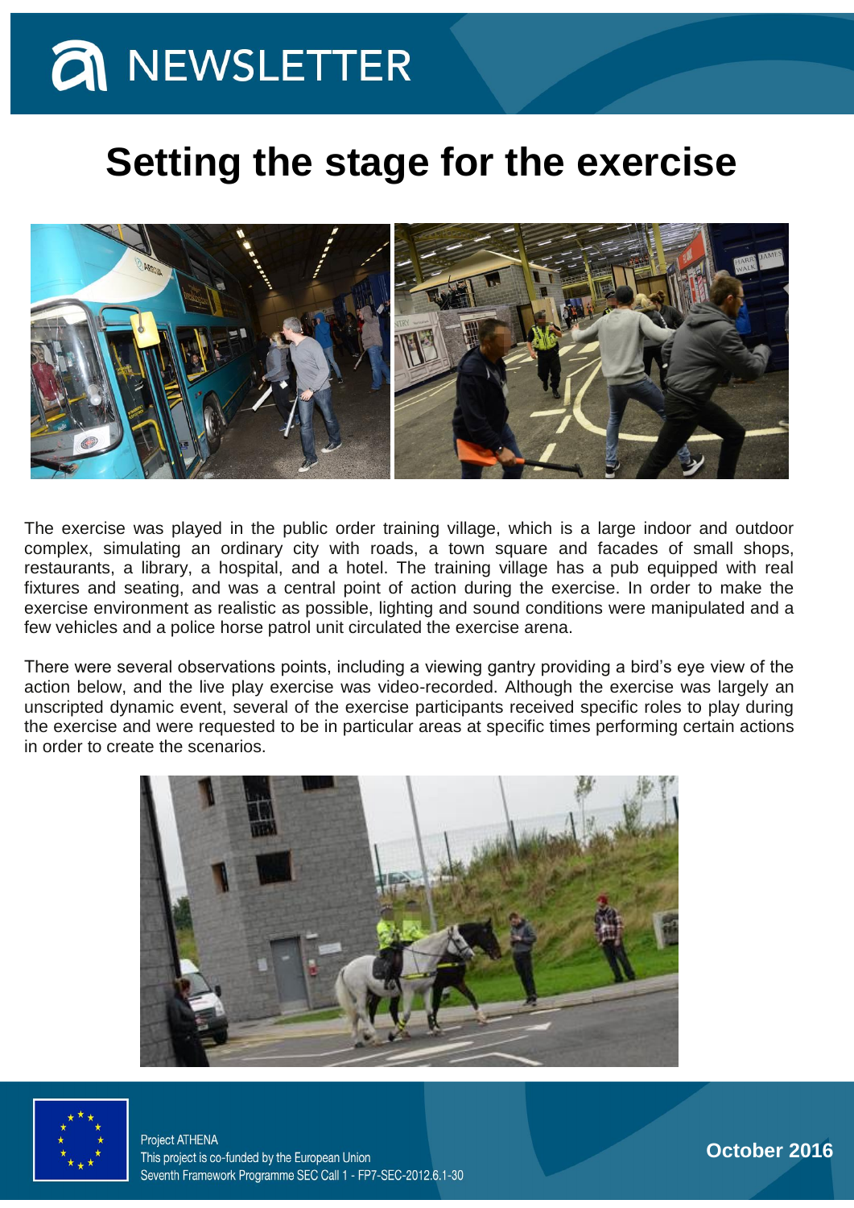# Setting the stage for the exercise

The exercise was played in the public order training village, which is a large indoor and outdoor complex, simulating an ordinary city with roads, a town square and facades of small shops, restaurants, a library, a hospital, and a hotel. The training village has a pub equipped with real fixtures and seating, and was a central point of action during the exercise. In order to make the exercise environment as realistic as possible, lighting and sound conditions were manipulated and a few vehicles and a police horse patrol unit circulated the exercise arena.

There were several observations points, including a viewing gantry providing a bird's eye view of the action below, and the live play exercise was video-recorded. Although the exercise was largely an unscripted dynamic event, several of the exercise participants received specific roles to play during the exercise and were requested to be in particular areas at specific times performing certain actions in order to create the scenarios.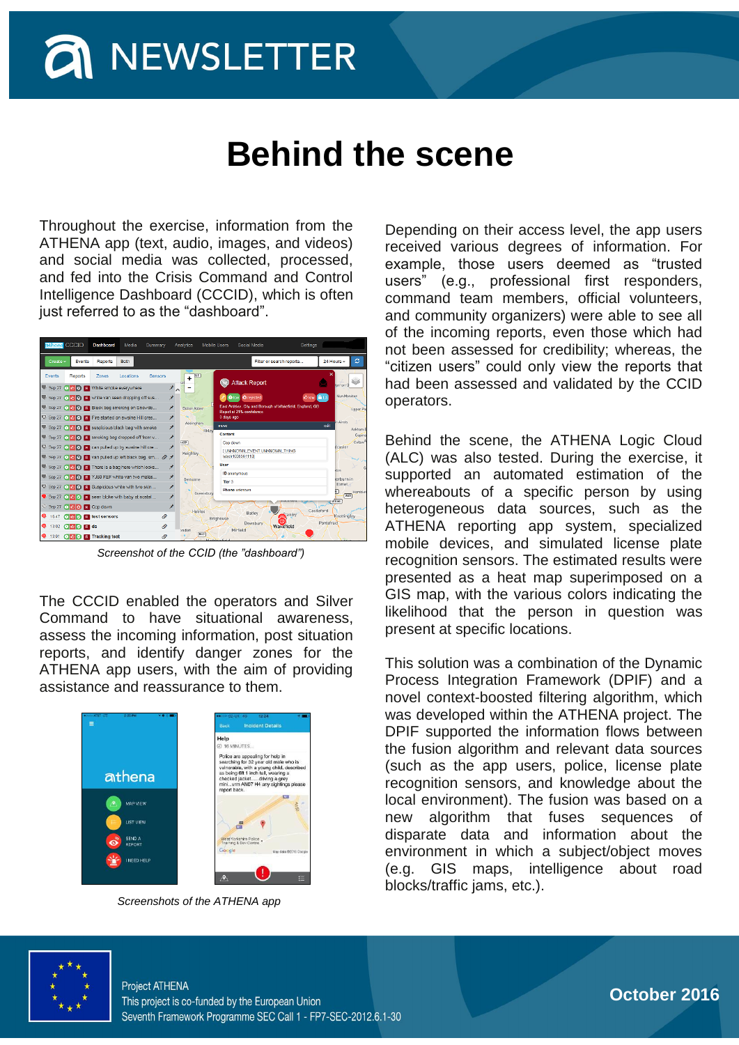# NEWSLETTER

# Behind the scene

Throughout the exercise, information from the ATHENA app (text, audio, images, and videos) and social media was collected, processed, and fed into the Crisis Command and Control Intelligence Dashboard (CCCID), which is often just referred to as the "dashboard".

*Screenshot of the CCID (the "dashboard")*

The CCCID enabled the operators and Silver Command to have situational awareness, assess the incoming information, post situation reports, and identify danger zones for the ATHENA app users, with the aim of providing assistance and reassurance to them.

*Screenshots of the ATHENA app*

Depending on their access level, the app users received various degrees of information. For example, those users deemed as "trusted users" (e.g., professional first responders, command team members, official volunteers, and community organizers) were able to see all of the incoming reports, even those which had not been assessed for credibility; whereas, the "citizen users" could only view the reports that had been assessed and validated by the CCID operators.

Behind the scene, the ATHENA Logic Cloud (ALC) was also tested. During the exercise, it supported an automated estimation of the whereabouts of a specific person by using heterogeneous data sources, such as the ATHENA reporting app system, specialized mobile devices, and simulated license plate recognition sensors. The estimated results were presented as a heat map superimposed on a GIS map, with the various colors indicating the likelihood that the person in question was present at specific locations.

This solution was a combination of the Dynamic Process Integration Framework (DPIF) and a novel context-boosted filtering algorithm, which was developed within the ATHENA project. The DPIF supported the information flows between the fusion algorithm and relevant data sources (such as the app users, police, license plate recognition sensors, and knowledge about the local environment). The fusion was based on a new algorithm that fuses sequences of disparate data and information about the environment in which a subject/object moves (e.g. GIS maps, intelligence about road blocks/traffic jams, etc.).

Project ATHENA
This project is co-funded by the European Union
Seventh Framework Programme SEC Call 1 - FP7-SEC-2012.6.1-30

**October 2016**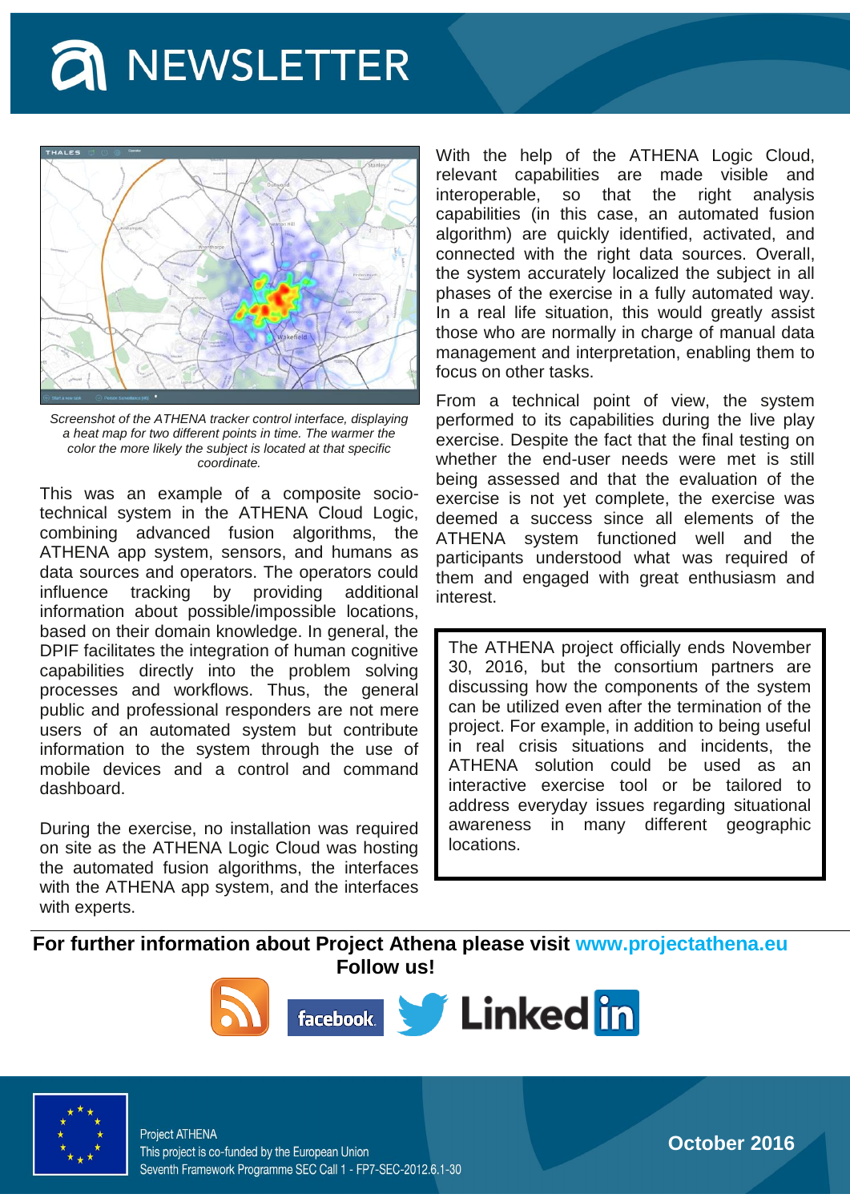*Screenshot of the ATHENA tracker control interface, displaying a heat map for two different points in time. The warmer the color the more likely the subject is located at that specific coordinate.*

This was an example of a composite socio-technical system in the ATHENA Cloud Logic, combining advanced fusion algorithms, the ATHENA app system, sensors, and humans as data sources and operators. The operators could influence tracking by providing additional information about possible/impossible locations, based on their domain knowledge. In general, the DPIF facilitates the integration of human cognitive capabilities directly into the problem solving processes and workflows. Thus, the general public and professional responders are not mere users of an automated system but contribute information to the system through the use of mobile devices and a control and command dashboard.

During the exercise, no installation was required on site as the ATHENA Logic Cloud was hosting the automated fusion algorithms, the interfaces with the ATHENA app system, and the interfaces with experts.

With the help of the ATHENA Logic Cloud, relevant capabilities are made visible and interoperable, so that the right analysis capabilities (in this case, an automated fusion algorithm) are quickly identified, activated, and connected with the right data sources. Overall, the system accurately localized the subject in all phases of the exercise in a fully automated way. In a real life situation, this would greatly assist those who are normally in charge of manual data management and interpretation, enabling them to focus on other tasks.

From a technical point of view, the system performed to its capabilities during the live play exercise. Despite the fact that the final testing on whether the end-user needs were met is still being assessed and that the evaluation of the exercise is not yet complete, the exercise was deemed a success since all elements of the ATHENA system functioned well and the participants understood what was required of them and engaged with great enthusiasm and interest.

The ATHENA project officially ends November 30, 2016, but the consortium partners are discussing how the components of the system can be utilized even after the termination of the project. For example, in addition to being useful in real crisis situations and incidents, the ATHENA solution could be used as an interactive exercise tool or be tailored to address everyday issues regarding situational awareness in many different geographic locations.

**For further information about Project Athena please visit www.projectathena.eu**

**Follow us!**

Project ATHENA
This project is co-funded by the European Union
Seventh Framework Programme SEC Call 1 - FP7-SEC-2012.6.1-30

**October 2016**